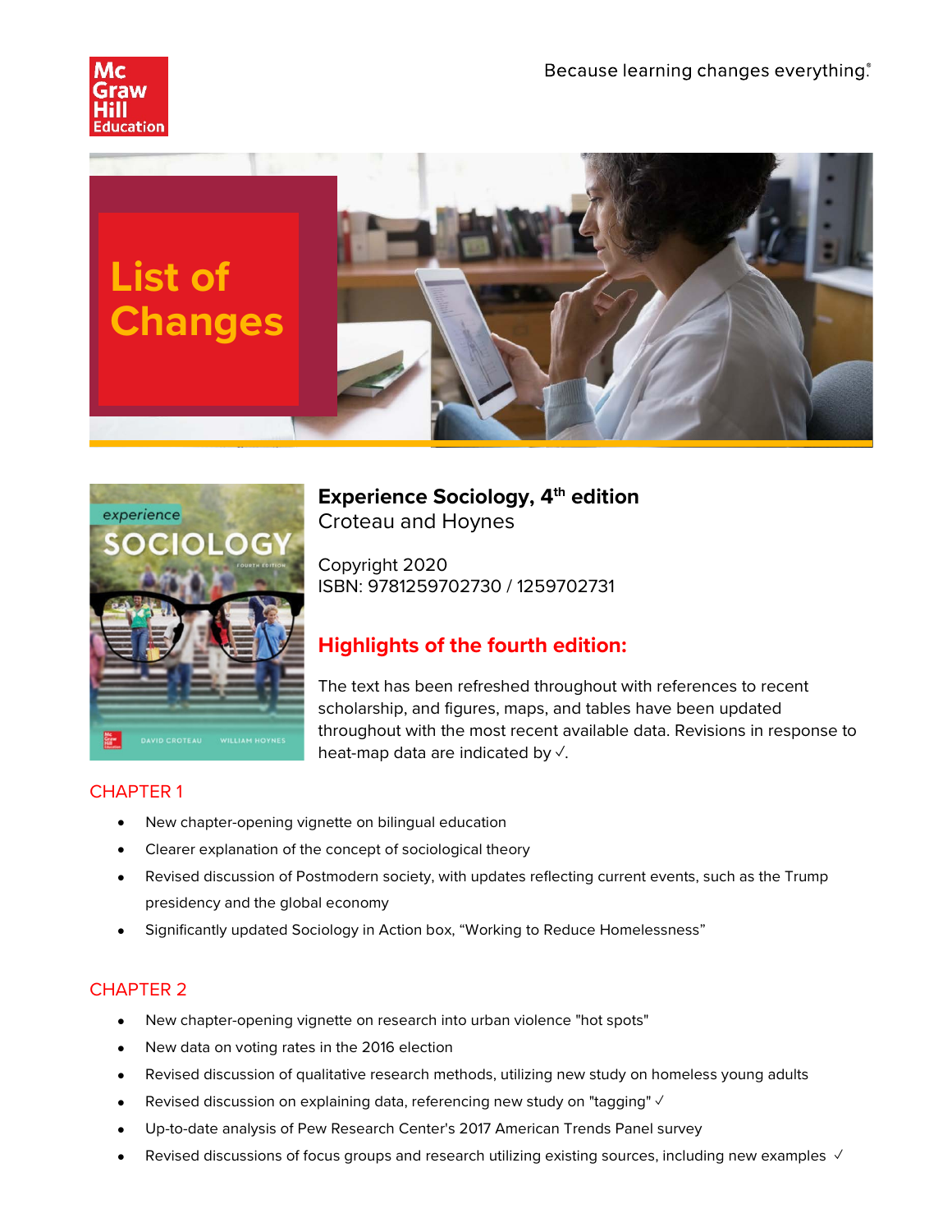Because learning changes everything.®

# List of Changes

**Experience Sociology, 4th edition**
Croteau and Hoynes

Copyright 2020
ISBN: 9781259702730 / 1259702731

## Highlights of the fourth edition:

The text has been refreshed throughout with references to recent scholarship, and figures, maps, and tables have been updated throughout with the most recent available data. Revisions in response to heat-map data are indicated by √.

## CHAPTER 1

- New chapter-opening vignette on bilingual education
- Clearer explanation of the concept of sociological theory
- Revised discussion of Postmodern society, with updates reflecting current events, such as the Trump presidency and the global economy
- Significantly updated Sociology in Action box, "Working to Reduce Homelessness"

## CHAPTER 2

- New chapter-opening vignette on research into urban violence "hot spots"
- New data on voting rates in the 2016 election
- Revised discussion of qualitative research methods, utilizing new study on homeless young adults
- Revised discussion on explaining data, referencing new study on "tagging" √
- Up-to-date analysis of Pew Research Center's 2017 American Trends Panel survey
- Revised discussions of focus groups and research utilizing existing sources, including new examples √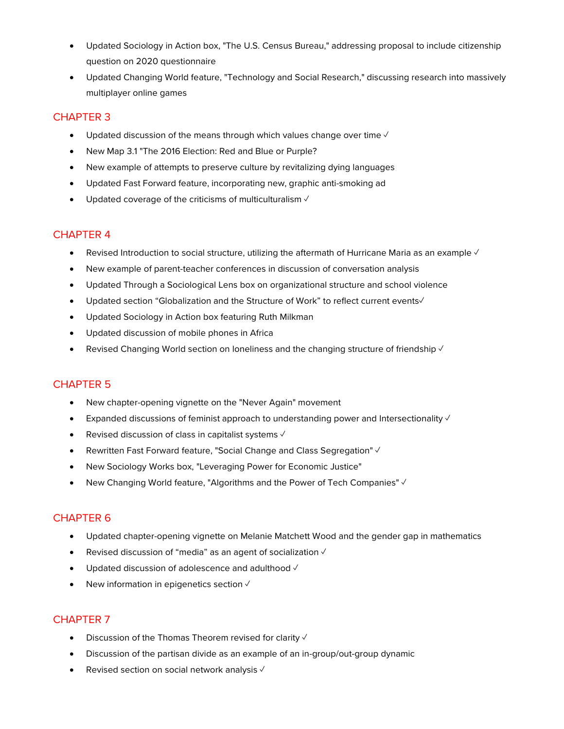- Updated Sociology in Action box, "The U.S. Census Bureau," addressing proposal to include citizenship question on 2020 questionnaire
- Updated Changing World feature, "Technology and Social Research," discussing research into massively multiplayer online games

## CHAPTER 3

- Updated discussion of the means through which values change over time ✓
- New Map 3.1 "The 2016 Election: Red and Blue or Purple?
- New example of attempts to preserve culture by revitalizing dying languages
- Updated Fast Forward feature, incorporating new, graphic anti-smoking ad
- Updated coverage of the criticisms of multiculturalism ✓

## CHAPTER 4

- Revised Introduction to social structure, utilizing the aftermath of Hurricane Maria as an example ✓
- New example of parent-teacher conferences in discussion of conversation analysis
- Updated Through a Sociological Lens box on organizational structure and school violence
- Updated section "Globalization and the Structure of Work" to reflect current events✓
- Updated Sociology in Action box featuring Ruth Milkman
- Updated discussion of mobile phones in Africa
- Revised Changing World section on loneliness and the changing structure of friendship ✓

## CHAPTER 5

- New chapter-opening vignette on the "Never Again" movement
- Expanded discussions of feminist approach to understanding power and Intersectionality ✓
- Revised discussion of class in capitalist systems ✓
- Rewritten Fast Forward feature, "Social Change and Class Segregation" ✓
- New Sociology Works box, "Leveraging Power for Economic Justice"
- New Changing World feature, "Algorithms and the Power of Tech Companies" ✓

## CHAPTER 6

- Updated chapter-opening vignette on Melanie Matchett Wood and the gender gap in mathematics
- Revised discussion of "media" as an agent of socialization ✓
- Updated discussion of adolescence and adulthood ✓
- New information in epigenetics section ✓

## CHAPTER 7

- Discussion of the Thomas Theorem revised for clarity ✓
- Discussion of the partisan divide as an example of an in-group/out-group dynamic
- Revised section on social network analysis ✓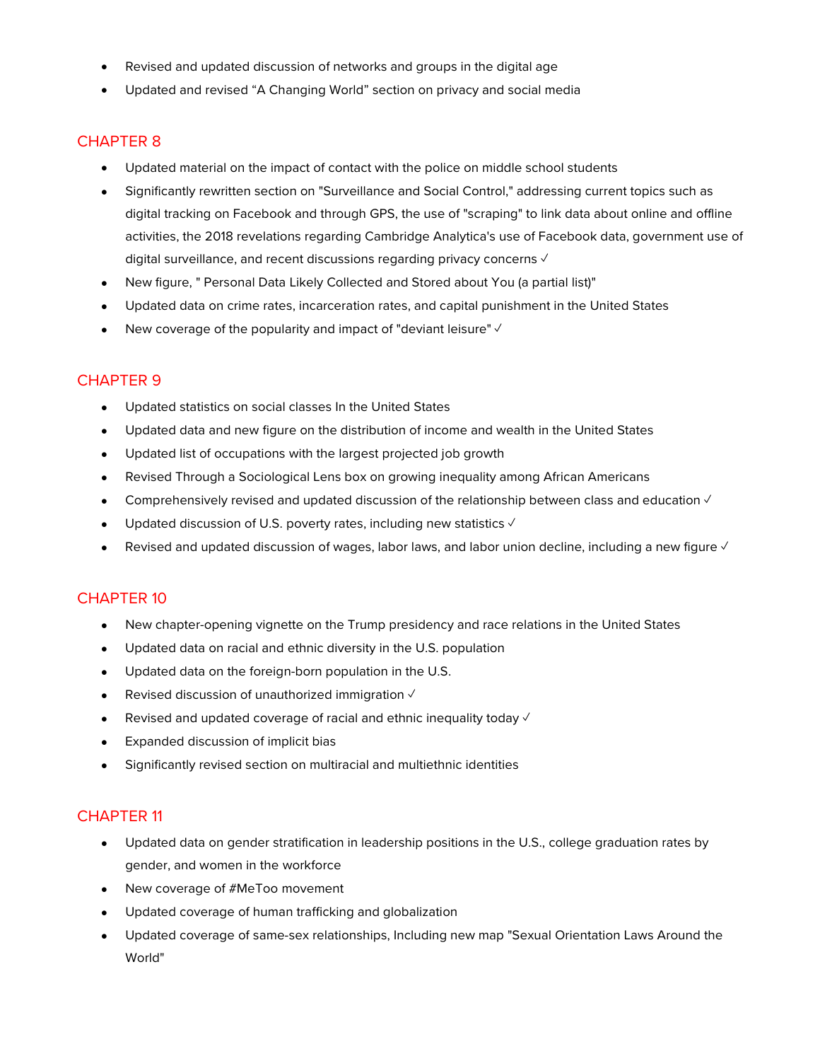- Revised and updated discussion of networks and groups in the digital age
- Updated and revised "A Changing World" section on privacy and social media

## CHAPTER 8

- Updated material on the impact of contact with the police on middle school students
- Significantly rewritten section on "Surveillance and Social Control," addressing current topics such as digital tracking on Facebook and through GPS, the use of "scraping" to link data about online and offline activities, the 2018 revelations regarding Cambridge Analytica's use of Facebook data, government use of digital surveillance, and recent discussions regarding privacy concerns ✓
- New figure, " Personal Data Likely Collected and Stored about You (a partial list)"
- Updated data on crime rates, incarceration rates, and capital punishment in the United States
- New coverage of the popularity and impact of "deviant leisure" ✓

## CHAPTER 9

- Updated statistics on social classes In the United States
- Updated data and new figure on the distribution of income and wealth in the United States
- Updated list of occupations with the largest projected job growth
- Revised Through a Sociological Lens box on growing inequality among African Americans
- Comprehensively revised and updated discussion of the relationship between class and education ✓
- Updated discussion of U.S. poverty rates, including new statistics ✓
- Revised and updated discussion of wages, labor laws, and labor union decline, including a new figure ✓

## CHAPTER 10

- New chapter-opening vignette on the Trump presidency and race relations in the United States
- Updated data on racial and ethnic diversity in the U.S. population
- Updated data on the foreign-born population in the U.S.
- Revised discussion of unauthorized immigration ✓
- Revised and updated coverage of racial and ethnic inequality today ✓
- Expanded discussion of implicit bias
- Significantly revised section on multiracial and multiethnic identities

## CHAPTER 11

- Updated data on gender stratification in leadership positions in the U.S., college graduation rates by gender, and women in the workforce
- New coverage of #MeToo movement
- Updated coverage of human trafficking and globalization
- Updated coverage of same-sex relationships, Including new map "Sexual Orientation Laws Around the World"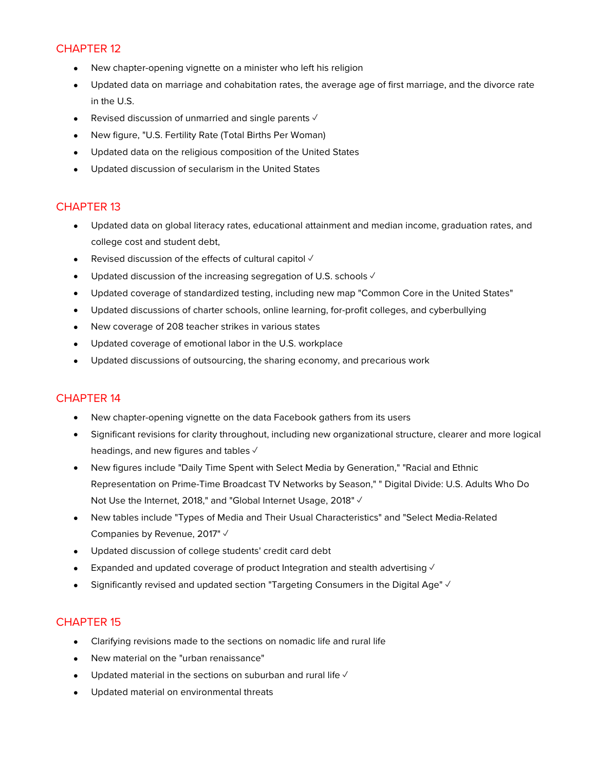## CHAPTER 12

- New chapter-opening vignette on a minister who left his religion
- Updated data on marriage and cohabitation rates, the average age of first marriage, and the divorce rate in the U.S.
- Revised discussion of unmarried and single parents ✓
- New figure, "U.S. Fertility Rate (Total Births Per Woman)
- Updated data on the religious composition of the United States
- Updated discussion of secularism in the United States

## CHAPTER 13

- Updated data on global literacy rates, educational attainment and median income, graduation rates, and college cost and student debt,
- Revised discussion of the effects of cultural capitol ✓
- Updated discussion of the increasing segregation of U.S. schools ✓
- Updated coverage of standardized testing, including new map "Common Core in the United States"
- Updated discussions of charter schools, online learning, for-profit colleges, and cyberbullying
- New coverage of 208 teacher strikes in various states
- Updated coverage of emotional labor in the U.S. workplace
- Updated discussions of outsourcing, the sharing economy, and precarious work

## CHAPTER 14

- New chapter-opening vignette on the data Facebook gathers from its users
- Significant revisions for clarity throughout, including new organizational structure, clearer and more logical headings, and new figures and tables ✓
- New figures include "Daily Time Spent with Select Media by Generation," "Racial and Ethnic Representation on Prime-Time Broadcast TV Networks by Season," " Digital Divide: U.S. Adults Who Do Not Use the Internet, 2018," and "Global Internet Usage, 2018" ✓
- New tables include "Types of Media and Their Usual Characteristics" and "Select Media-Related Companies by Revenue, 2017" ✓
- Updated discussion of college students' credit card debt
- Expanded and updated coverage of product Integration and stealth advertising ✓
- Significantly revised and updated section "Targeting Consumers in the Digital Age" ✓

## CHAPTER 15

- Clarifying revisions made to the sections on nomadic life and rural life
- New material on the "urban renaissance"
- Updated material in the sections on suburban and rural life ✓
- Updated material on environmental threats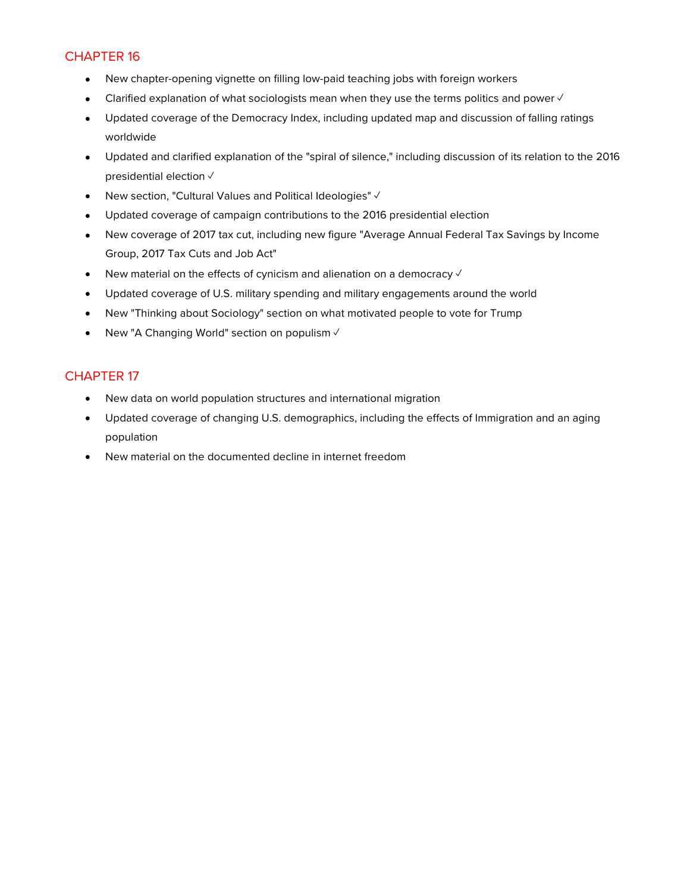## CHAPTER 16

- New chapter-opening vignette on filling low-paid teaching jobs with foreign workers
- Clarified explanation of what sociologists mean when they use the terms politics and power ✓
- Updated coverage of the Democracy Index, including updated map and discussion of falling ratings worldwide
- Updated and clarified explanation of the "spiral of silence," including discussion of its relation to the 2016 presidential election ✓
- New section, "Cultural Values and Political Ideologies" ✓
- Updated coverage of campaign contributions to the 2016 presidential election
- New coverage of 2017 tax cut, including new figure "Average Annual Federal Tax Savings by Income Group, 2017 Tax Cuts and Job Act"
- New material on the effects of cynicism and alienation on a democracy ✓
- Updated coverage of U.S. military spending and military engagements around the world
- New "Thinking about Sociology" section on what motivated people to vote for Trump
- New "A Changing World" section on populism ✓

## CHAPTER 17

- New data on world population structures and international migration
- Updated coverage of changing U.S. demographics, including the effects of Immigration and an aging population
- New material on the documented decline in internet freedom